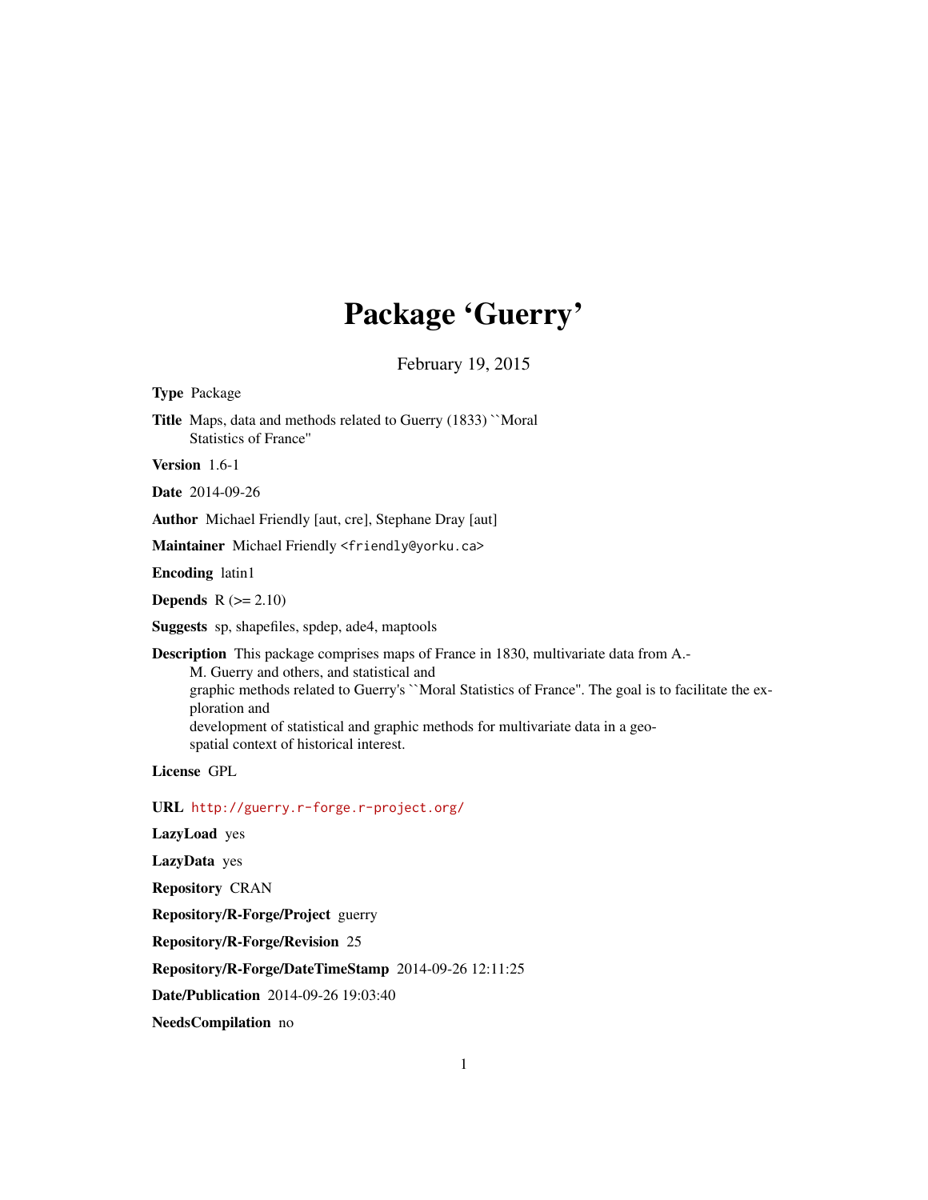# Package 'Guerry'

February 19, 2015

**Type** Package

**Title** Maps, data and methods related to Guerry (1833) ``Moral Statistics of France''

**Version** 1.6-1

**Date** 2014-09-26

**Author** Michael Friendly [aut, cre], Stephane Dray [aut]

**Maintainer** Michael Friendly <friendly@yorku.ca>

**Encoding** latin1

**Depends** R (>= 2.10)

**Suggests** sp, shapefiles, spdep, ade4, maptools

**Description** This package comprises maps of France in 1830, multivariate data from A.-M. Guerry and others, and statistical and graphic methods related to Guerry's ``Moral Statistics of France''. The goal is to facilitate the exploration and development of statistical and graphic methods for multivariate data in a geo-spatial context of historical interest.

**License** GPL

**URL** http://guerry.r-forge.r-project.org/

**LazyLoad** yes

**LazyData** yes

**Repository** CRAN

**Repository/R-Forge/Project** guerry

**Repository/R-Forge/Revision** 25

**Repository/R-Forge/DateTimeStamp** 2014-09-26 12:11:25

**Date/Publication** 2014-09-26 19:03:40

**NeedsCompilation** no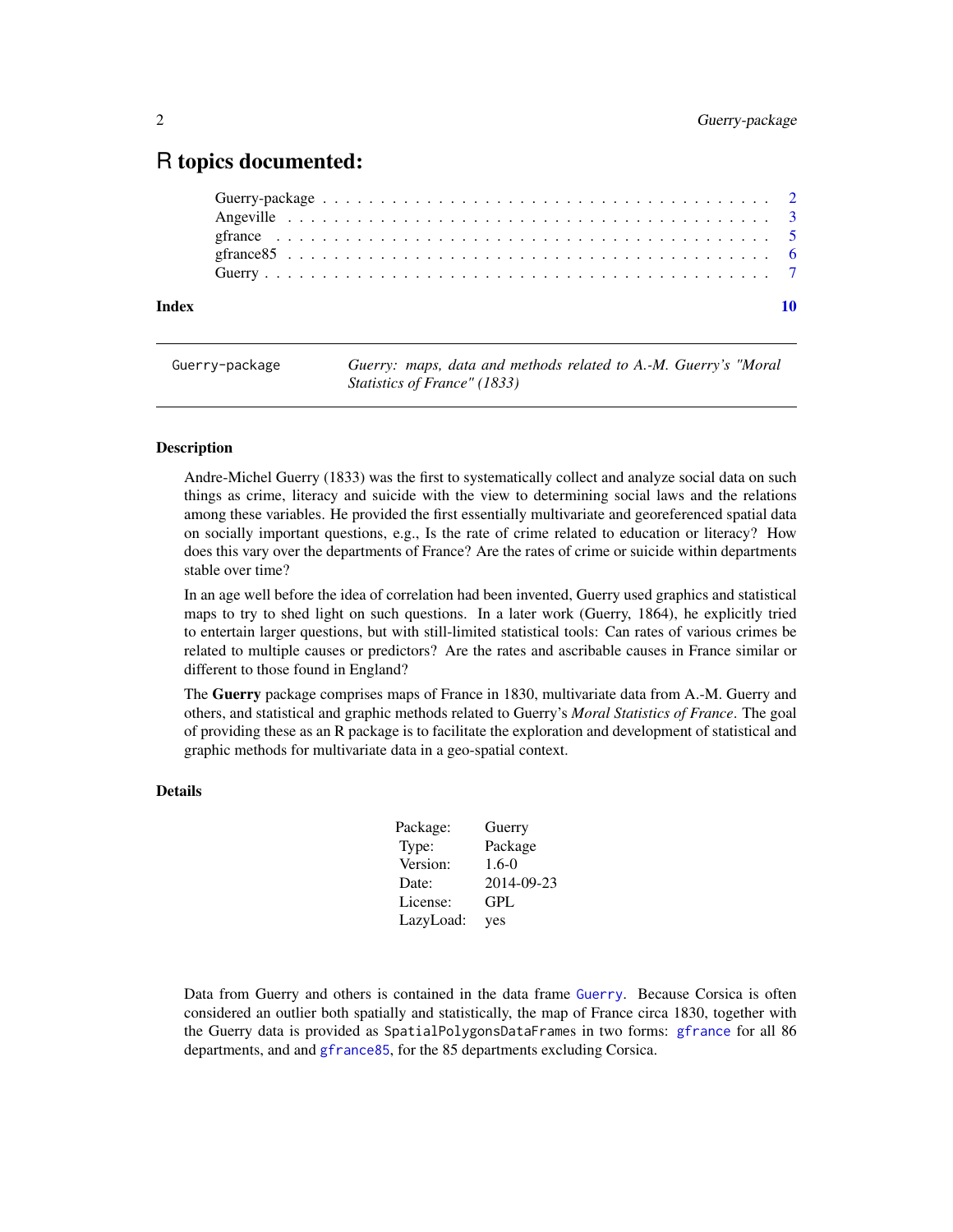# R topics documented:

| | |
|---|---|
| Guerry-package | 2 |
| Angeville | 3 |
| gfrance | 5 |
| gfrance85 | 6 |
| Guerry | 7 |
| **Index** | **10** |

---

`Guerry-package` *Guerry: maps, data and methods related to A.-M. Guerry's "Moral Statistics of France" (1833)*

---

### Description

Andre-Michel Guerry (1833) was the first to systematically collect and analyze social data on such things as crime, literacy and suicide with the view to determining social laws and the relations among these variables. He provided the first essentially multivariate and georeferenced spatial data on socially important questions, e.g., Is the rate of crime related to education or literacy? How does this vary over the departments of France? Are the rates of crime or suicide within departments stable over time?

In an age well before the idea of correlation had been invented, Guerry used graphics and statistical maps to try to shed light on such questions. In a later work (Guerry, 1864), he explicitly tried to entertain larger questions, but with still-limited statistical tools: Can rates of various crimes be related to multiple causes or predictors? Are the rates and ascribable causes in France similar or different to those found in England?

The **Guerry** package comprises maps of France in 1830, multivariate data from A.-M. Guerry and others, and statistical and graphic methods related to Guerry's *Moral Statistics of France*. The goal of providing these as an R package is to facilitate the exploration and development of statistical and graphic methods for multivariate data in a geo-spatial context.

### Details

| | |
|---|---|
| Package: | Guerry |
| Type: | Package |
| Version: | 1.6-0 |
| Date: | 2014-09-23 |
| License: | GPL |
| LazyLoad: | yes |

Data from Guerry and others is contained in the data frame `Guerry`. Because Corsica is often considered an outlier both spatially and statistically, the map of France circa 1830, together with the Guerry data is provided as `SpatialPolygonsDataFrames` in two forms: `gfrance` for all 86 departments, and and `gfrance85`, for the 85 departments excluding Corsica.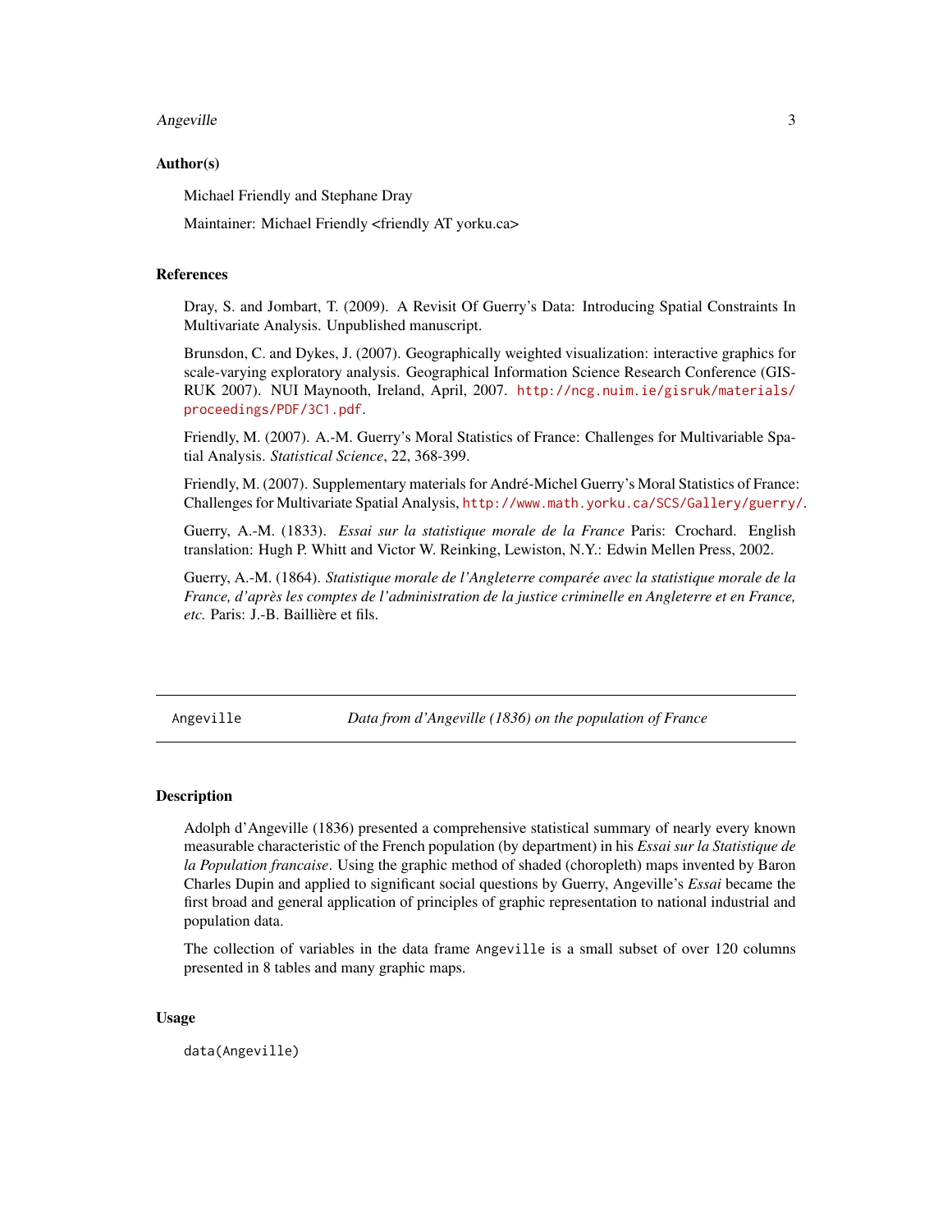### Author(s)

Michael Friendly and Stephane Dray

Maintainer: Michael Friendly <friendly AT yorku.ca>

### References

Dray, S. and Jombart, T. (2009). A Revisit Of Guerry's Data: Introducing Spatial Constraints In Multivariate Analysis. Unpublished manuscript.

Brunsdon, C. and Dykes, J. (2007). Geographically weighted visualization: interactive graphics for scale-varying exploratory analysis. Geographical Information Science Research Conference (GISRUK 2007). NUI Maynooth, Ireland, April, 2007. http://ncg.nuim.ie/gisruk/materials/proceedings/PDF/3C1.pdf.

Friendly, M. (2007). A.-M. Guerry's Moral Statistics of France: Challenges for Multivariable Spatial Analysis. *Statistical Science*, 22, 368-399.

Friendly, M. (2007). Supplementary materials for André-Michel Guerry's Moral Statistics of France: Challenges for Multivariate Spatial Analysis, http://www.math.yorku.ca/SCS/Gallery/guerry/.

Guerry, A.-M. (1833). *Essai sur la statistique morale de la France* Paris: Crochard. English translation: Hugh P. Whitt and Victor W. Reinking, Lewiston, N.Y.: Edwin Mellen Press, 2002.

Guerry, A.-M. (1864). *Statistique morale de l'Angleterre comparée avec la statistique morale de la France, d'après les comptes de l'administration de la justice criminelle en Angleterre et en France, etc.* Paris: J.-B. Baillière et fils.

---

## Angeville — *Data from d'Angeville (1836) on the population of France*

### Description

Adolph d'Angeville (1836) presented a comprehensive statistical summary of nearly every known measurable characteristic of the French population (by department) in his *Essai sur la Statistique de la Population francaise*. Using the graphic method of shaded (choropleth) maps invented by Baron Charles Dupin and applied to significant social questions by Guerry, Angeville's *Essai* became the first broad and general application of principles of graphic representation to national industrial and population data.

The collection of variables in the data frame Angeville is a small subset of over 120 columns presented in 8 tables and many graphic maps.

### Usage

```
data(Angeville)
```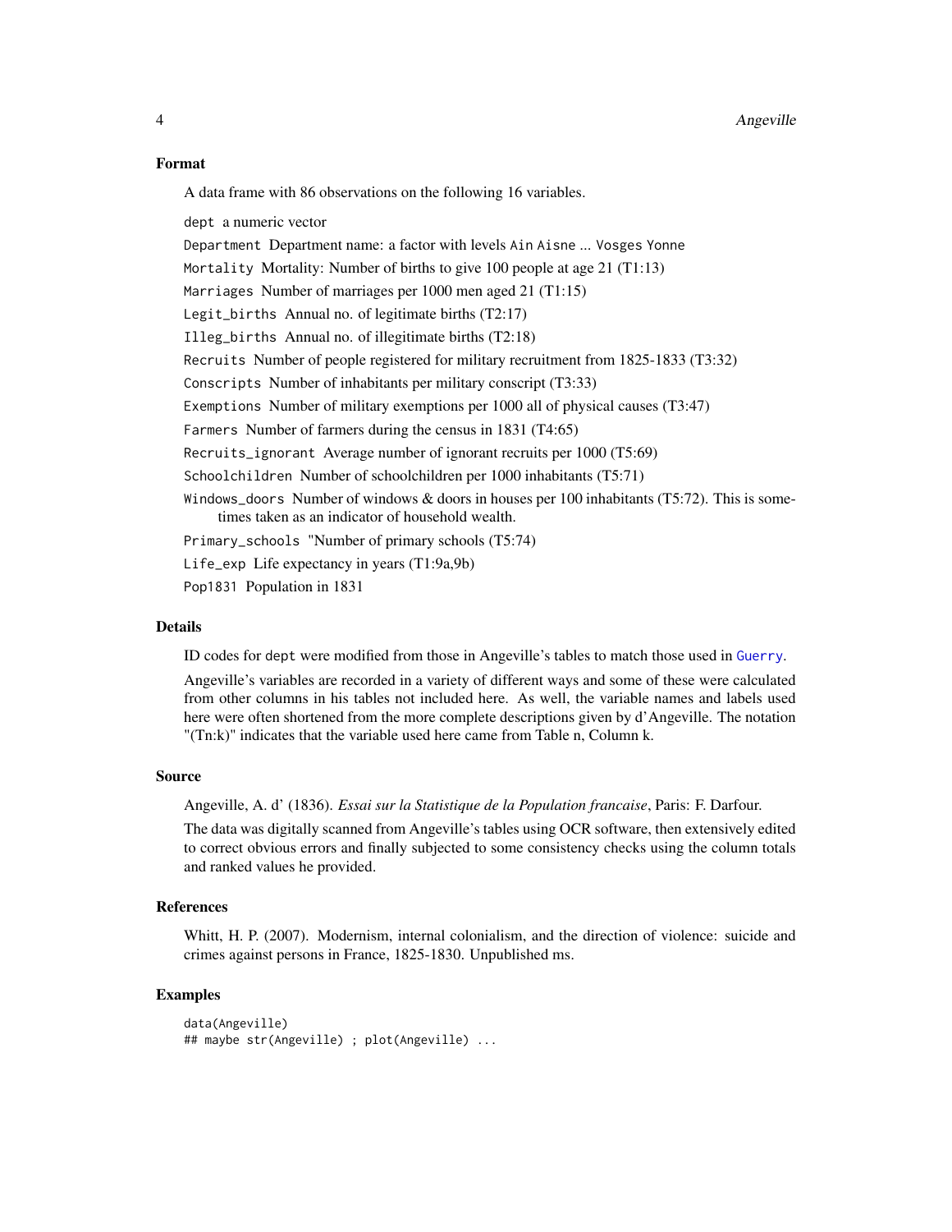### Format

A data frame with 86 observations on the following 16 variables.

`dept` a numeric vector

`Department` Department name: a factor with levels `Ain` `Aisne` ... `Vosges` `Yonne`

`Mortality` Mortality: Number of births to give 100 people at age 21 (T1:13)

`Marriages` Number of marriages per 1000 men aged 21 (T1:15)

`Legit_births` Annual no. of legitimate births (T2:17)

`Illeg_births` Annual no. of illegitimate births (T2:18)

`Recruits` Number of people registered for military recruitment from 1825-1833 (T3:32)

`Conscripts` Number of inhabitants per military conscript (T3:33)

`Exemptions` Number of military exemptions per 1000 all of physical causes (T3:47)

`Farmers` Number of farmers during the census in 1831 (T4:65)

`Recruits_ignorant` Average number of ignorant recruits per 1000 (T5:69)

`Schoolchildren` Number of schoolchildren per 1000 inhabitants (T5:71)

`Windows_doors` Number of windows & doors in houses per 100 inhabitants (T5:72). This is sometimes taken as an indicator of household wealth.

`Primary_schools` "Number of primary schools (T5:74)

`Life_exp` Life expectancy in years (T1:9a,9b)

`Pop1831` Population in 1831

### Details

ID codes for `dept` were modified from those in Angeville's tables to match those used in `Guerry`.

Angeville's variables are recorded in a variety of different ways and some of these were calculated from other columns in his tables not included here. As well, the variable names and labels used here were often shortened from the more complete descriptions given by d'Angeville. The notation "(Tn:k)" indicates that the variable used here came from Table n, Column k.

### Source

Angeville, A. d' (1836). *Essai sur la Statistique de la Population francaise*, Paris: F. Darfour.

The data was digitally scanned from Angeville's tables using OCR software, then extensively edited to correct obvious errors and finally subjected to some consistency checks using the column totals and ranked values he provided.

### References

Whitt, H. P. (2007). Modernism, internal colonialism, and the direction of violence: suicide and crimes against persons in France, 1825-1830. Unpublished ms.

### Examples

```
data(Angeville)
## maybe str(Angeville) ; plot(Angeville) ...
```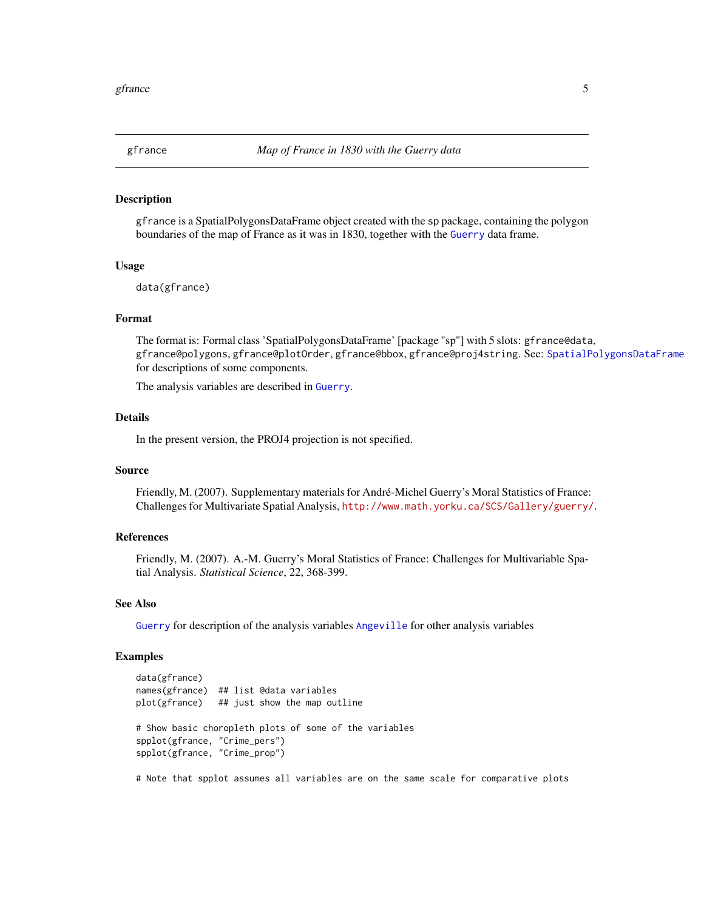gfrance — *Map of France in 1830 with the Guerry data*

## Description

gfrance is a SpatialPolygonsDataFrame object created with the sp package, containing the polygon boundaries of the map of France as it was in 1830, together with the Guerry data frame.

## Usage

```
data(gfrance)
```

## Format

The format is: Formal class 'SpatialPolygonsDataFrame' [package "sp"] with 5 slots: `gfrance@data`, `gfrance@polygons`, `gfrance@plotOrder`, `gfrance@bbox`, `gfrance@proj4string`. See: SpatialPolygonsDataFrame for descriptions of some components.

The analysis variables are described in Guerry.

## Details

In the present version, the PROJ4 projection is not specified.

## Source

Friendly, M. (2007). Supplementary materials for André-Michel Guerry's Moral Statistics of France: Challenges for Multivariate Spatial Analysis, http://www.math.yorku.ca/SCS/Gallery/guerry/.

## References

Friendly, M. (2007). A.-M. Guerry's Moral Statistics of France: Challenges for Multivariable Spatial Analysis. *Statistical Science*, 22, 368-399.

## See Also

Guerry for description of the analysis variables Angeville for other analysis variables

## Examples

```
data(gfrance)
names(gfrance)  ## list @data variables
plot(gfrance)   ## just show the map outline

# Show basic choropleth plots of some of the variables
spplot(gfrance, "Crime_pers")
spplot(gfrance, "Crime_prop")

# Note that spplot assumes all variables are on the same scale for comparative plots
```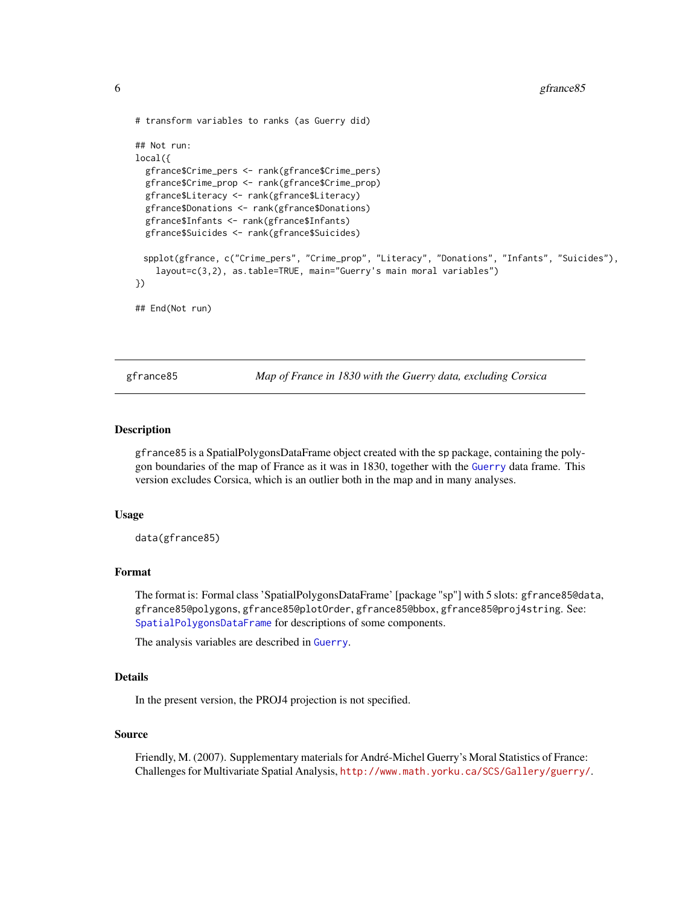```
# transform variables to ranks (as Guerry did)

## Not run:
local({
  gfrance$Crime_pers <- rank(gfrance$Crime_pers)
  gfrance$Crime_prop <- rank(gfrance$Crime_prop)
  gfrance$Literacy <- rank(gfrance$Literacy)
  gfrance$Donations <- rank(gfrance$Donations)
  gfrance$Infants <- rank(gfrance$Infants)
  gfrance$Suicides <- rank(gfrance$Suicides)

  spplot(gfrance, c("Crime_pers", "Crime_prop", "Literacy", "Donations", "Infants", "Suicides"),
    layout=c(3,2), as.table=TRUE, main="Guerry's main moral variables")
})

## End(Not run)
```

---

## gfrance85 — *Map of France in 1830 with the Guerry data, excluding Corsica*

---

### Description

gfrance85 is a SpatialPolygonsDataFrame object created with the sp package, containing the polygon boundaries of the map of France as it was in 1830, together with the Guerry data frame. This version excludes Corsica, which is an outlier both in the map and in many analyses.

### Usage

```
data(gfrance85)
```

### Format

The format is: Formal class 'SpatialPolygonsDataFrame' [package "sp"] with 5 slots: `gfrance85@data`, `gfrance85@polygons`, `gfrance85@plotOrder`, `gfrance85@bbox`, `gfrance85@proj4string`. See: SpatialPolygonsDataFrame for descriptions of some components.

The analysis variables are described in Guerry.

### Details

In the present version, the PROJ4 projection is not specified.

### Source

Friendly, M. (2007). Supplementary materials for André-Michel Guerry's Moral Statistics of France: Challenges for Multivariate Spatial Analysis, http://www.math.yorku.ca/SCS/Gallery/guerry/.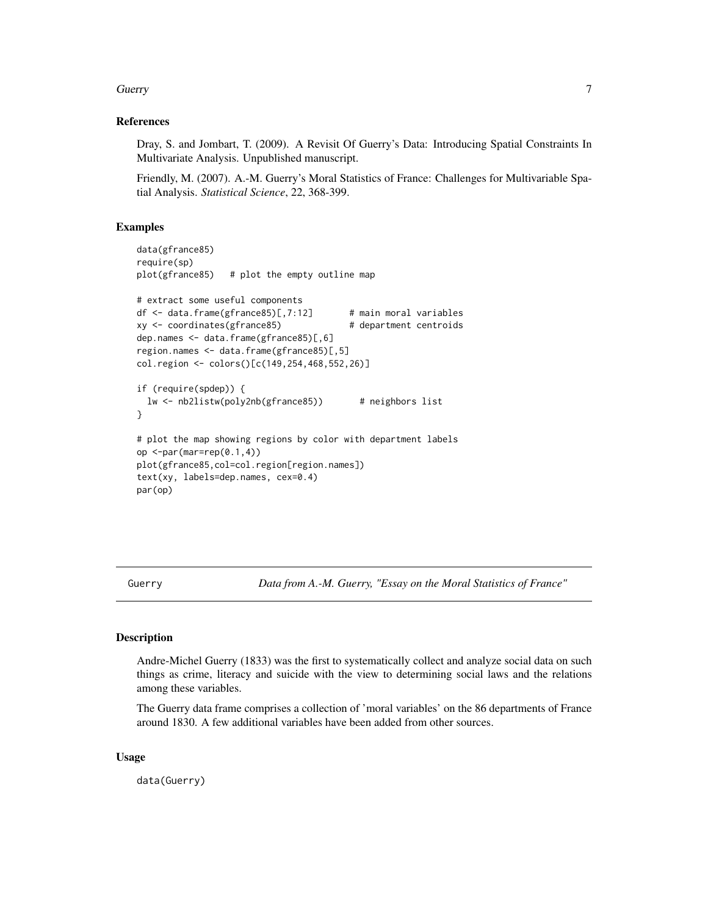### References

Dray, S. and Jombart, T. (2009). A Revisit Of Guerry's Data: Introducing Spatial Constraints In Multivariate Analysis. Unpublished manuscript.

Friendly, M. (2007). A.-M. Guerry's Moral Statistics of France: Challenges for Multivariable Spatial Analysis. *Statistical Science*, 22, 368-399.

### Examples

```
data(gfrance85)
require(sp)
plot(gfrance85)   # plot the empty outline map

# extract some useful components
df <- data.frame(gfrance85)[,7:12]       # main moral variables
xy <- coordinates(gfrance85)             # department centroids
dep.names <- data.frame(gfrance85)[,6]
region.names <- data.frame(gfrance85)[,5]
col.region <- colors()[c(149,254,468,552,26)]

if (require(spdep)) {
  lw <- nb2listw(poly2nb(gfrance85))       # neighbors list
}

# plot the map showing regions by color with department labels
op <-par(mar=rep(0.1,4))
plot(gfrance85,col=col.region[region.names])
text(xy, labels=dep.names, cex=0.4)
par(op)
```

---

## Guerry    *Data from A.-M. Guerry, "Essay on the Moral Statistics of France"*

### Description

Andre-Michel Guerry (1833) was the first to systematically collect and analyze social data on such things as crime, literacy and suicide with the view to determining social laws and the relations among these variables.

The Guerry data frame comprises a collection of 'moral variables' on the 86 departments of France around 1830. A few additional variables have been added from other sources.

### Usage

```
data(Guerry)
```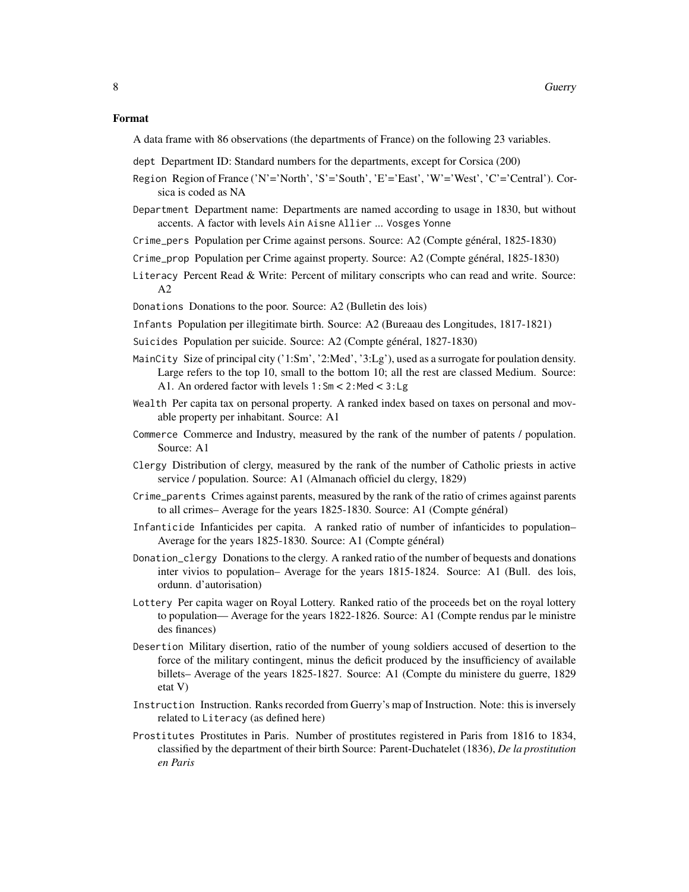### Format

A data frame with 86 observations (the departments of France) on the following 23 variables.

`dept` Department ID: Standard numbers for the departments, except for Corsica (200)

`Region` Region of France ('N'='North', 'S'='South', 'E'='East', 'W'='West', 'C'='Central'). Corsica is coded as NA

`Department` Department name: Departments are named according to usage in 1830, but without accents. A factor with levels `Ain` `Aisne` `Allier` ... `Vosges` `Yonne`

`Crime_pers` Population per Crime against persons. Source: A2 (Compte général, 1825-1830)

`Crime_prop` Population per Crime against property. Source: A2 (Compte général, 1825-1830)

`Literacy` Percent Read & Write: Percent of military conscripts who can read and write. Source: A2

`Donations` Donations to the poor. Source: A2 (Bulletin des lois)

`Infants` Population per illegitimate birth. Source: A2 (Bureaau des Longitudes, 1817-1821)

`Suicides` Population per suicide. Source: A2 (Compte général, 1827-1830)

`MainCity` Size of principal city ('1:Sm', '2:Med', '3:Lg'), used as a surrogate for poulation density. Large refers to the top 10, small to the bottom 10; all the rest are classed Medium. Source: A1. An ordered factor with levels `1:Sm` < `2:Med` < `3:Lg`

`Wealth` Per capita tax on personal property. A ranked index based on taxes on personal and movable property per inhabitant. Source: A1

`Commerce` Commerce and Industry, measured by the rank of the number of patents / population. Source: A1

`Clergy` Distribution of clergy, measured by the rank of the number of Catholic priests in active service / population. Source: A1 (Almanach officiel du clergy, 1829)

`Crime_parents` Crimes against parents, measured by the rank of the ratio of crimes against parents to all crimes– Average for the years 1825-1830. Source: A1 (Compte général)

`Infanticide` Infanticides per capita. A ranked ratio of number of infanticides to population– Average for the years 1825-1830. Source: A1 (Compte général)

`Donation_clergy` Donations to the clergy. A ranked ratio of the number of bequests and donations inter vivios to population– Average for the years 1815-1824. Source: A1 (Bull. des lois, ordunn. d'autorisation)

`Lottery` Per capita wager on Royal Lottery. Ranked ratio of the proceeds bet on the royal lottery to population— Average for the years 1822-1826. Source: A1 (Compte rendus par le ministre des finances)

`Desertion` Military disertion, ratio of the number of young soldiers accused of desertion to the force of the military contingent, minus the deficit produced by the insufficiency of available billets– Average of the years 1825-1827. Source: A1 (Compte du ministere du guerre, 1829 etat V)

`Instruction` Instruction. Ranks recorded from Guerry's map of Instruction. Note: this is inversely related to `Literacy` (as defined here)

`Prostitutes` Prostitutes in Paris. Number of prostitutes registered in Paris from 1816 to 1834, classified by the department of their birth Source: Parent-Duchatelet (1836), *De la prostitution en Paris*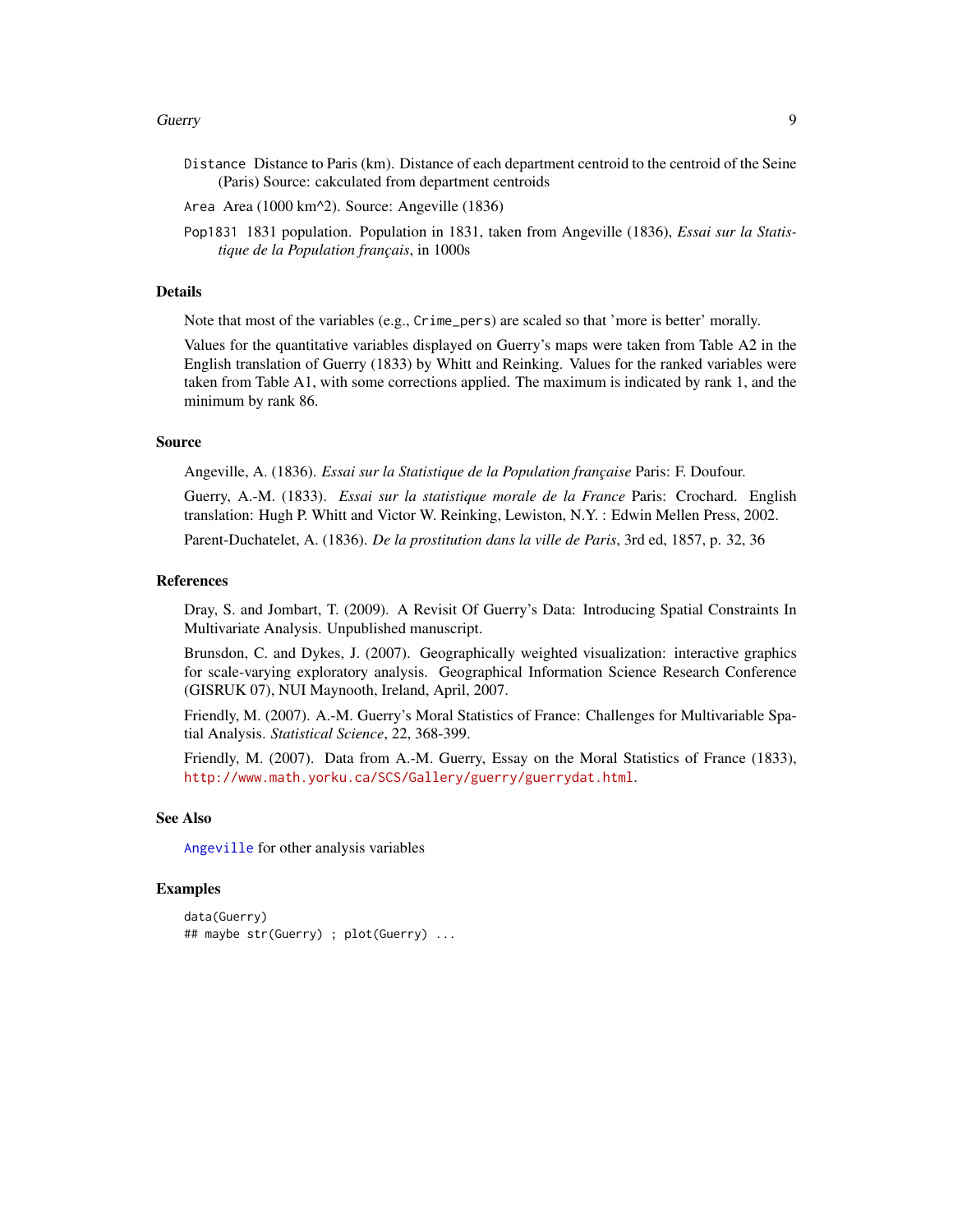`Distance` Distance to Paris (km). Distance of each department centroid to the centroid of the Seine (Paris) Source: cakculated from department centroids

`Area` Area (1000 km^2). Source: Angeville (1836)

`Pop1831` 1831 population. Population in 1831, taken from Angeville (1836), *Essai sur la Statistique de la Population français*, in 1000s

## Details

Note that most of the variables (e.g., `Crime_pers`) are scaled so that 'more is better' morally.

Values for the quantitative variables displayed on Guerry's maps were taken from Table A2 in the English translation of Guerry (1833) by Whitt and Reinking. Values for the ranked variables were taken from Table A1, with some corrections applied. The maximum is indicated by rank 1, and the minimum by rank 86.

## Source

Angeville, A. (1836). *Essai sur la Statistique de la Population française* Paris: F. Doufour.

Guerry, A.-M. (1833). *Essai sur la statistique morale de la France* Paris: Crochard. English translation: Hugh P. Whitt and Victor W. Reinking, Lewiston, N.Y. : Edwin Mellen Press, 2002.

Parent-Duchatelet, A. (1836). *De la prostitution dans la ville de Paris*, 3rd ed, 1857, p. 32, 36

## References

Dray, S. and Jombart, T. (2009). A Revisit Of Guerry's Data: Introducing Spatial Constraints In Multivariate Analysis. Unpublished manuscript.

Brunsdon, C. and Dykes, J. (2007). Geographically weighted visualization: interactive graphics for scale-varying exploratory analysis. Geographical Information Science Research Conference (GISRUK 07), NUI Maynooth, Ireland, April, 2007.

Friendly, M. (2007). A.-M. Guerry's Moral Statistics of France: Challenges for Multivariable Spatial Analysis. *Statistical Science*, 22, 368-399.

Friendly, M. (2007). Data from A.-M. Guerry, Essay on the Moral Statistics of France (1833), `http://www.math.yorku.ca/SCS/Gallery/guerry/guerrydat.html`.

## See Also

`Angeville` for other analysis variables

## Examples

```
data(Guerry)
## maybe str(Guerry) ; plot(Guerry) ...
```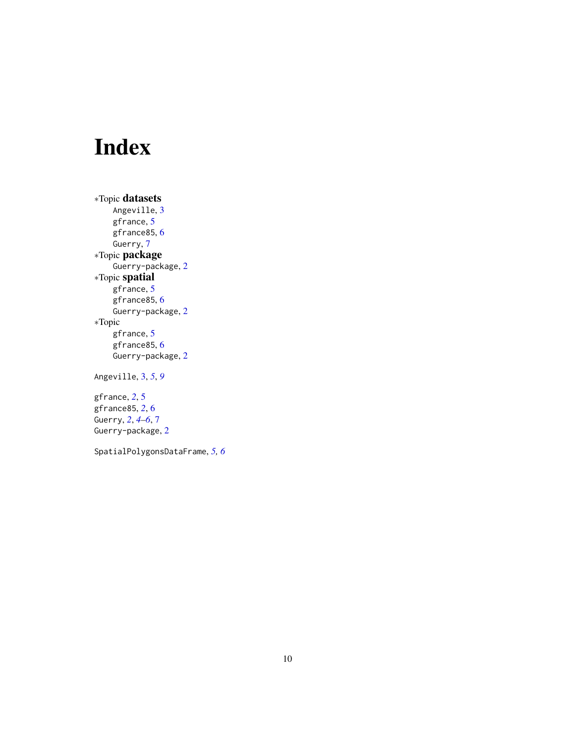# Index

*Topic **datasets**
- Angeville, 3
- gfrance, 5
- gfrance85, 6
- Guerry, 7

*Topic **package**
- Guerry-package, 2

*Topic **spatial**
- gfrance, 5
- gfrance85, 6
- Guerry-package, 2

*Topic
- gfrance, 5
- gfrance85, 6
- Guerry-package, 2

Angeville, 3, *5*, *9*

gfrance, *2*, 5
gfrance85, *2*, 6
Guerry, *2*, *4–6*, 7
Guerry-package, 2

SpatialPolygonsDataFrame, *5, 6*